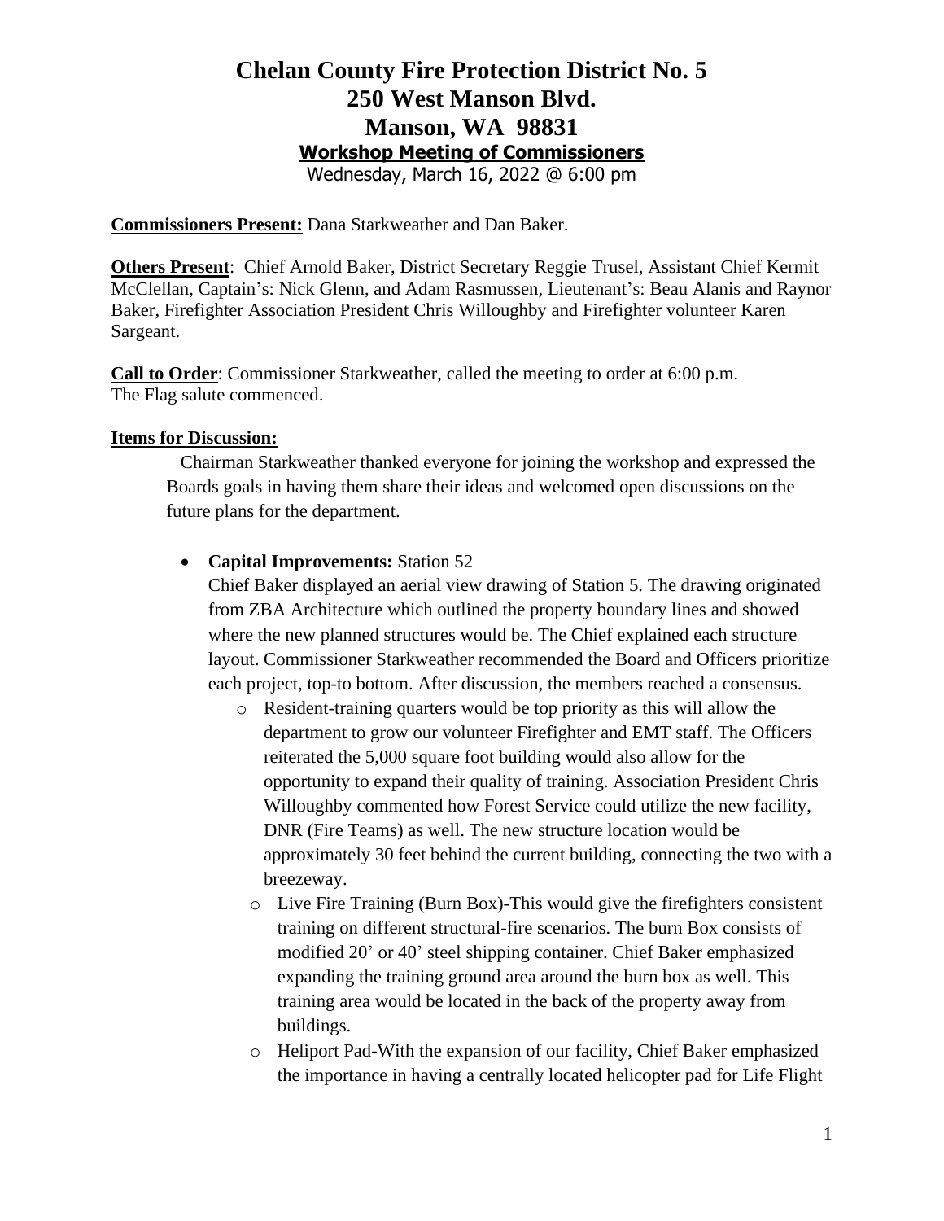# Chelan County Fire Protection District No. 5
# 250 West Manson Blvd.
# Manson, WA 98831
## Workshop Meeting of Commissioners

Wednesday, March 16, 2022 @ 6:00 pm

**Commissioners Present:** Dana Starkweather and Dan Baker.

**Others Present**: Chief Arnold Baker, District Secretary Reggie Trusel, Assistant Chief Kermit McClellan, Captain's: Nick Glenn, and Adam Rasmussen, Lieutenant's: Beau Alanis and Raynor Baker, Firefighter Association President Chris Willoughby and Firefighter volunteer Karen Sargeant.

**Call to Order**: Commissioner Starkweather, called the meeting to order at 6:00 p.m. The Flag salute commenced.

**Items for Discussion:**

Chairman Starkweather thanked everyone for joining the workshop and expressed the Boards goals in having them share their ideas and welcomed open discussions on the future plans for the department.

- **Capital Improvements:** Station 52

  Chief Baker displayed an aerial view drawing of Station 5. The drawing originated from ZBA Architecture which outlined the property boundary lines and showed where the new planned structures would be. The Chief explained each structure layout. Commissioner Starkweather recommended the Board and Officers prioritize each project, top-to bottom. After discussion, the members reached a consensus.

  - Resident-training quarters would be top priority as this will allow the department to grow our volunteer Firefighter and EMT staff. The Officers reiterated the 5,000 square foot building would also allow for the opportunity to expand their quality of training. Association President Chris Willoughby commented how Forest Service could utilize the new facility, DNR (Fire Teams) as well. The new structure location would be approximately 30 feet behind the current building, connecting the two with a breezeway.
  - Live Fire Training (Burn Box)-This would give the firefighters consistent training on different structural-fire scenarios. The burn Box consists of modified 20' or 40' steel shipping container. Chief Baker emphasized expanding the training ground area around the burn box as well. This training area would be located in the back of the property away from buildings.
  - Heliport Pad-With the expansion of our facility, Chief Baker emphasized the importance in having a centrally located helicopter pad for Life Flight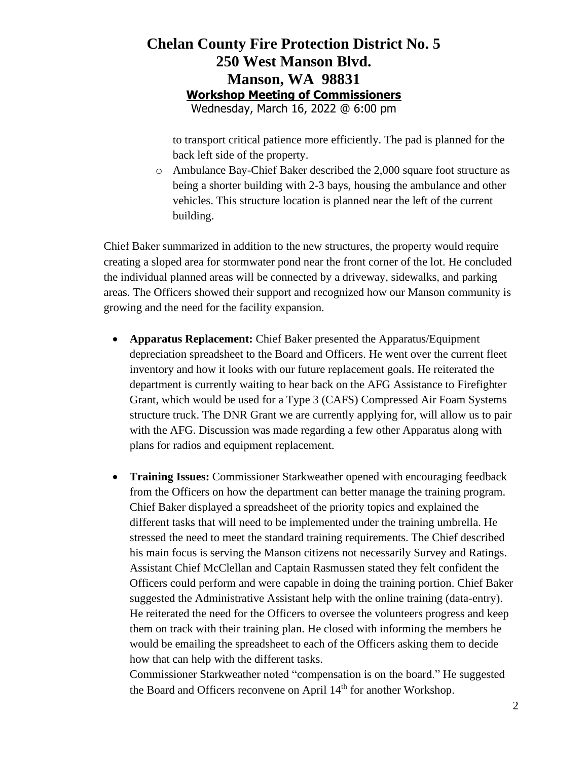to transport critical patience more efficiently. The pad is planned for the back left side of the property.

- Ambulance Bay-Chief Baker described the 2,000 square foot structure as being a shorter building with 2-3 bays, housing the ambulance and other vehicles. This structure location is planned near the left of the current building.

Chief Baker summarized in addition to the new structures, the property would require creating a sloped area for stormwater pond near the front corner of the lot. He concluded the individual planned areas will be connected by a driveway, sidewalks, and parking areas. The Officers showed their support and recognized how our Manson community is growing and the need for the facility expansion.

- **Apparatus Replacement:** Chief Baker presented the Apparatus/Equipment depreciation spreadsheet to the Board and Officers. He went over the current fleet inventory and how it looks with our future replacement goals. He reiterated the department is currently waiting to hear back on the AFG Assistance to Firefighter Grant, which would be used for a Type 3 (CAFS) Compressed Air Foam Systems structure truck. The DNR Grant we are currently applying for, will allow us to pair with the AFG. Discussion was made regarding a few other Apparatus along with plans for radios and equipment replacement.

- **Training Issues:** Commissioner Starkweather opened with encouraging feedback from the Officers on how the department can better manage the training program. Chief Baker displayed a spreadsheet of the priority topics and explained the different tasks that will need to be implemented under the training umbrella. He stressed the need to meet the standard training requirements. The Chief described his main focus is serving the Manson citizens not necessarily Survey and Ratings. Assistant Chief McClellan and Captain Rasmussen stated they felt confident the Officers could perform and were capable in doing the training portion. Chief Baker suggested the Administrative Assistant help with the online training (data-entry). He reiterated the need for the Officers to oversee the volunteers progress and keep them on track with their training plan. He closed with informing the members he would be emailing the spreadsheet to each of the Officers asking them to decide how that can help with the different tasks.
  Commissioner Starkweather noted "compensation is on the board." He suggested the Board and Officers reconvene on April 14th for another Workshop.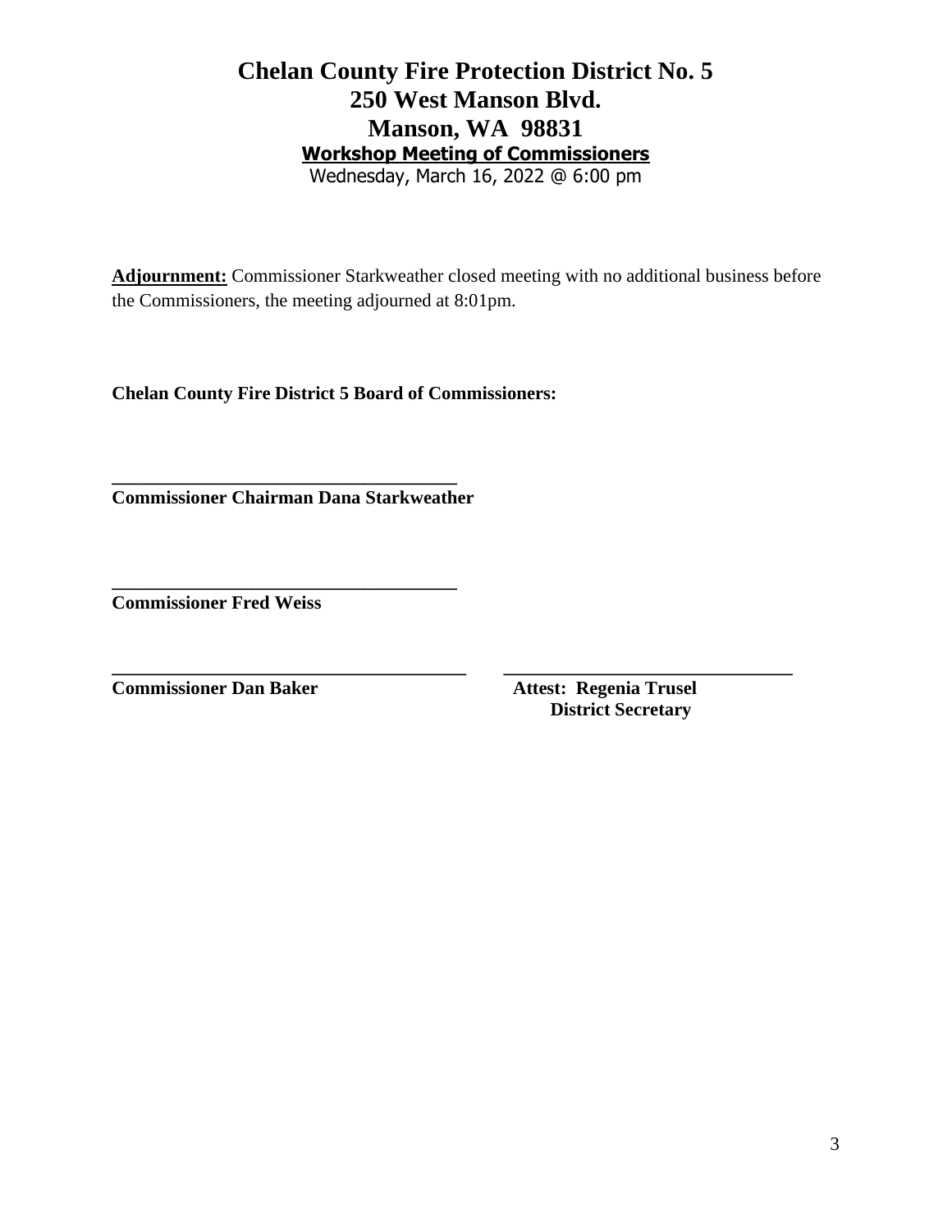# Chelan County Fire Protection District No. 5
# 250 West Manson Blvd.
# Manson, WA 98831

**Workshop Meeting of Commissioners**

Wednesday, March 16, 2022 @ 6:00 pm

**Adjournment:** Commissioner Starkweather closed meeting with no additional business before the Commissioners, the meeting adjourned at 8:01pm.

**Chelan County Fire District 5 Board of Commissioners:**

\_\_\_\_\_\_\_\_\_\_\_\_\_\_\_\_\_\_\_\_\_\_\_\_\_\_\_\_\_\_\_\_\_\_\_\_
**Commissioner Chairman Dana Starkweather**

\_\_\_\_\_\_\_\_\_\_\_\_\_\_\_\_\_\_\_\_\_\_\_\_\_\_\_\_\_\_\_\_\_\_\_\_
**Commissioner Fred Weiss**

\_\_\_\_\_\_\_\_\_\_\_\_\_\_\_\_\_\_\_\_\_\_\_\_\_\_\_\_\_\_\_\_\_\_\_\_
**Commissioner Dan Baker**

\_\_\_\_\_\_\_\_\_\_\_\_\_\_\_\_\_\_\_\_\_\_\_\_\_\_\_\_\_\_\_\_\_\_\_\_
**Attest: Regenia Trusel**
**District Secretary**